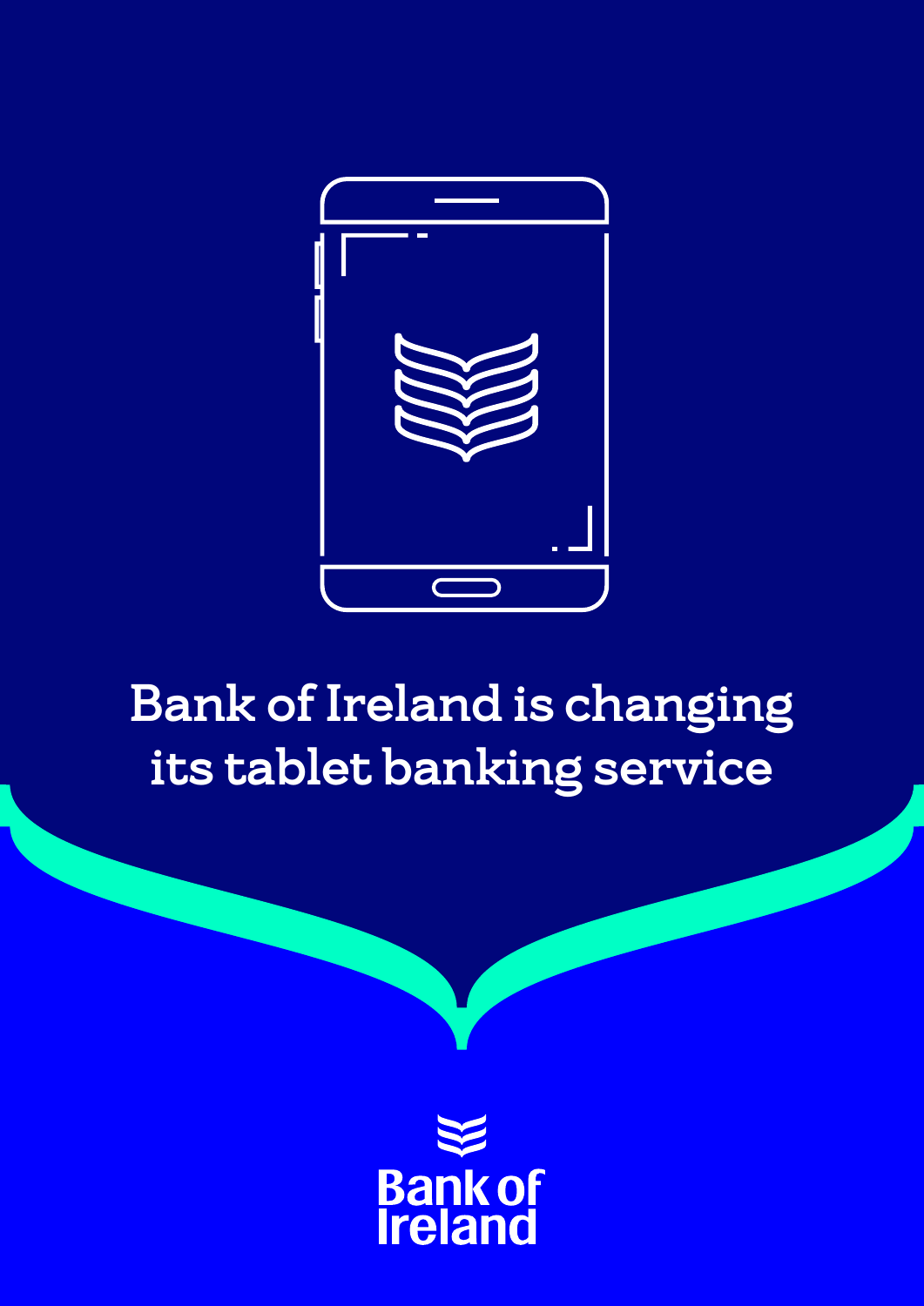# Bank of Ireland is changing its tablet banking service

Bank of Ireland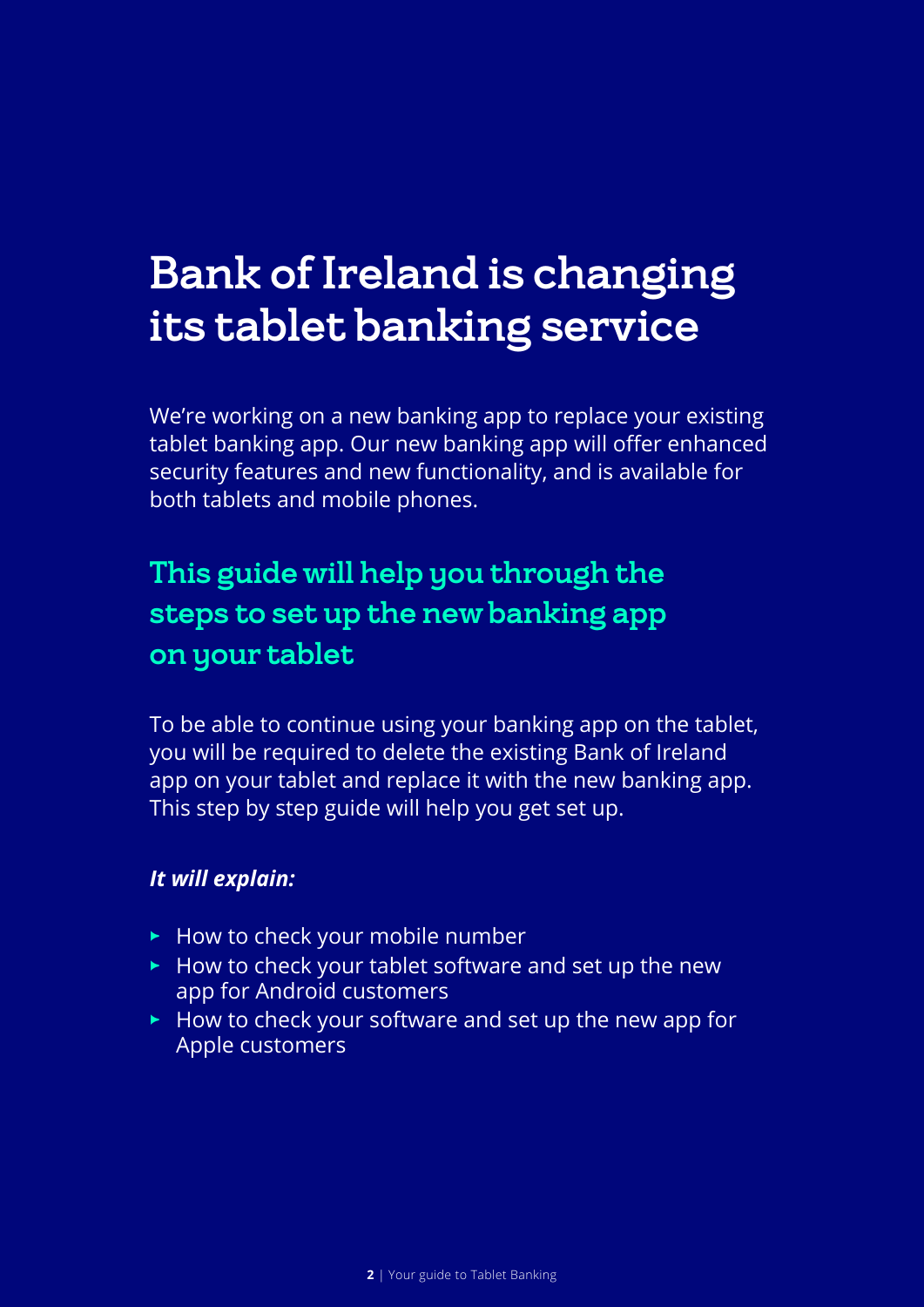# Bank of Ireland is changing its tablet banking service

We're working on a new banking app to replace your existing tablet banking app. Our new banking app will offer enhanced security features and new functionality, and is available for both tablets and mobile phones.

## This guide will help you through the steps to set up the new banking app on your tablet

To be able to continue using your banking app on the tablet, you will be required to delete the existing Bank of Ireland app on your tablet and replace it with the new banking app. This step by step guide will help you get set up.

***It will explain:***

- How to check your mobile number
- How to check your tablet software and set up the new app for Android customers
- How to check your software and set up the new app for Apple customers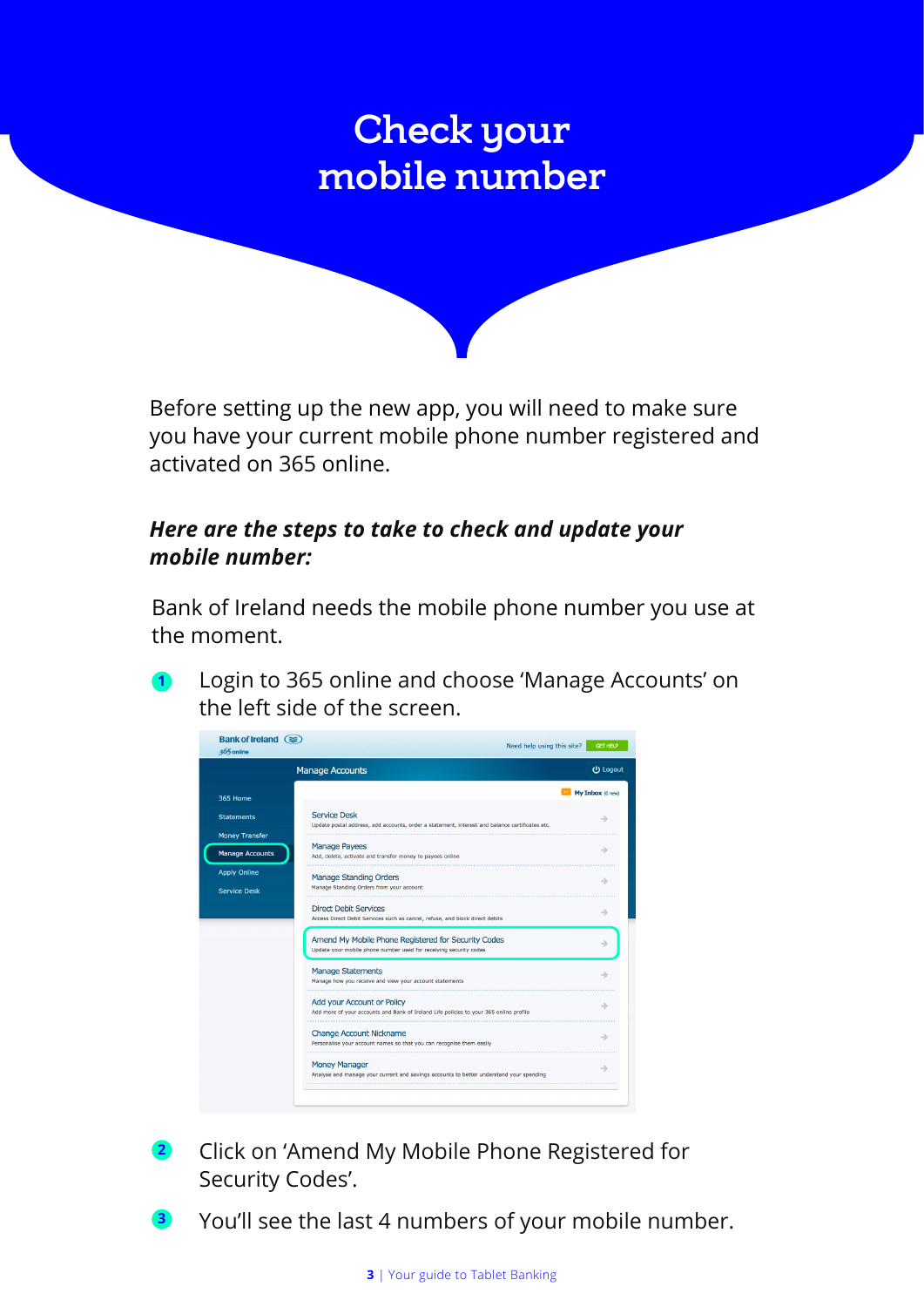# Check your mobile number

Before setting up the new app, you will need to make sure you have your current mobile phone number registered and activated on 365 online.

***Here are the steps to take to check and update your mobile number:***

Bank of Ireland needs the mobile phone number you use at the moment.

1. Login to 365 online and choose 'Manage Accounts' on the left side of the screen.

2. Click on 'Amend My Mobile Phone Registered for Security Codes'.

3. You'll see the last 4 numbers of your mobile number.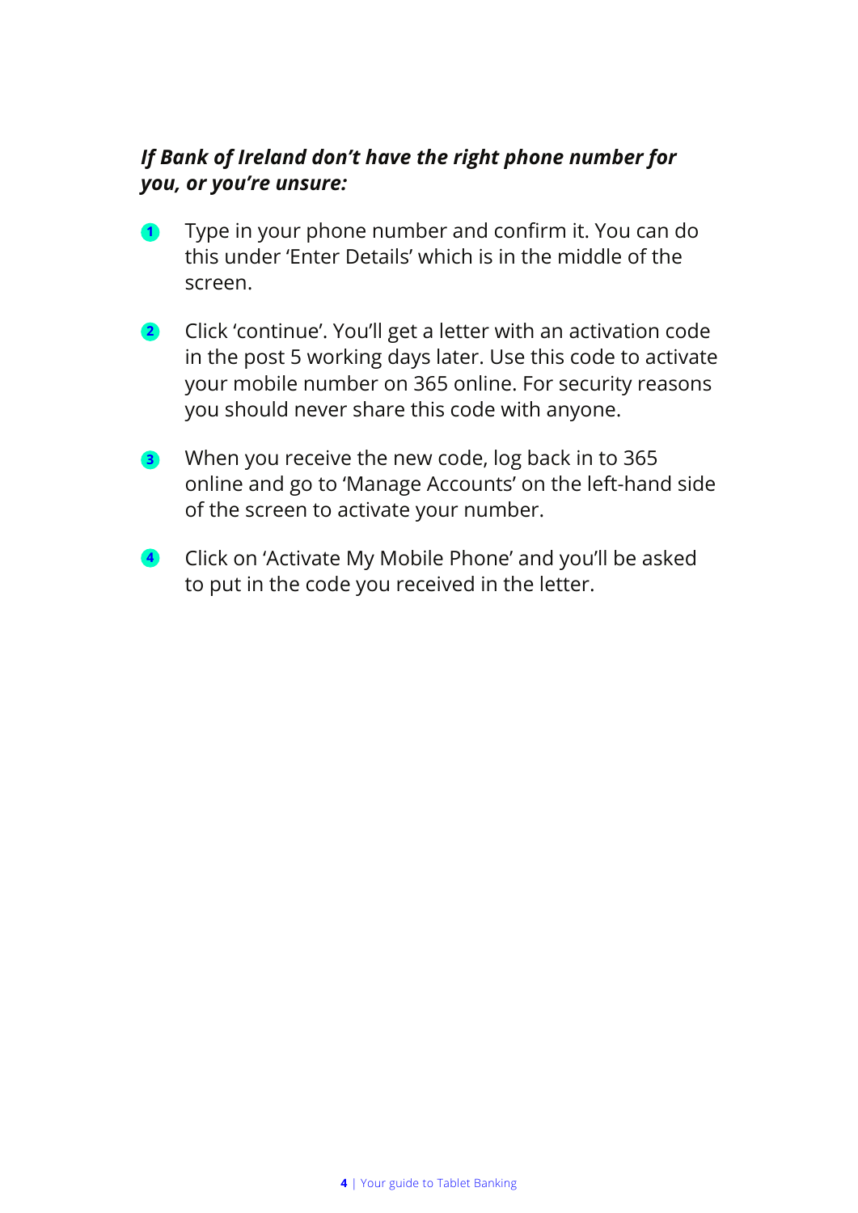***If Bank of Ireland don't have the right phone number for you, or you're unsure:***

1. Type in your phone number and confirm it. You can do this under 'Enter Details' which is in the middle of the screen.

2. Click 'continue'. You'll get a letter with an activation code in the post 5 working days later. Use this code to activate your mobile number on 365 online. For security reasons you should never share this code with anyone.

3. When you receive the new code, log back in to 365 online and go to 'Manage Accounts' on the left-hand side of the screen to activate your number.

4. Click on 'Activate My Mobile Phone' and you'll be asked to put in the code you received in the letter.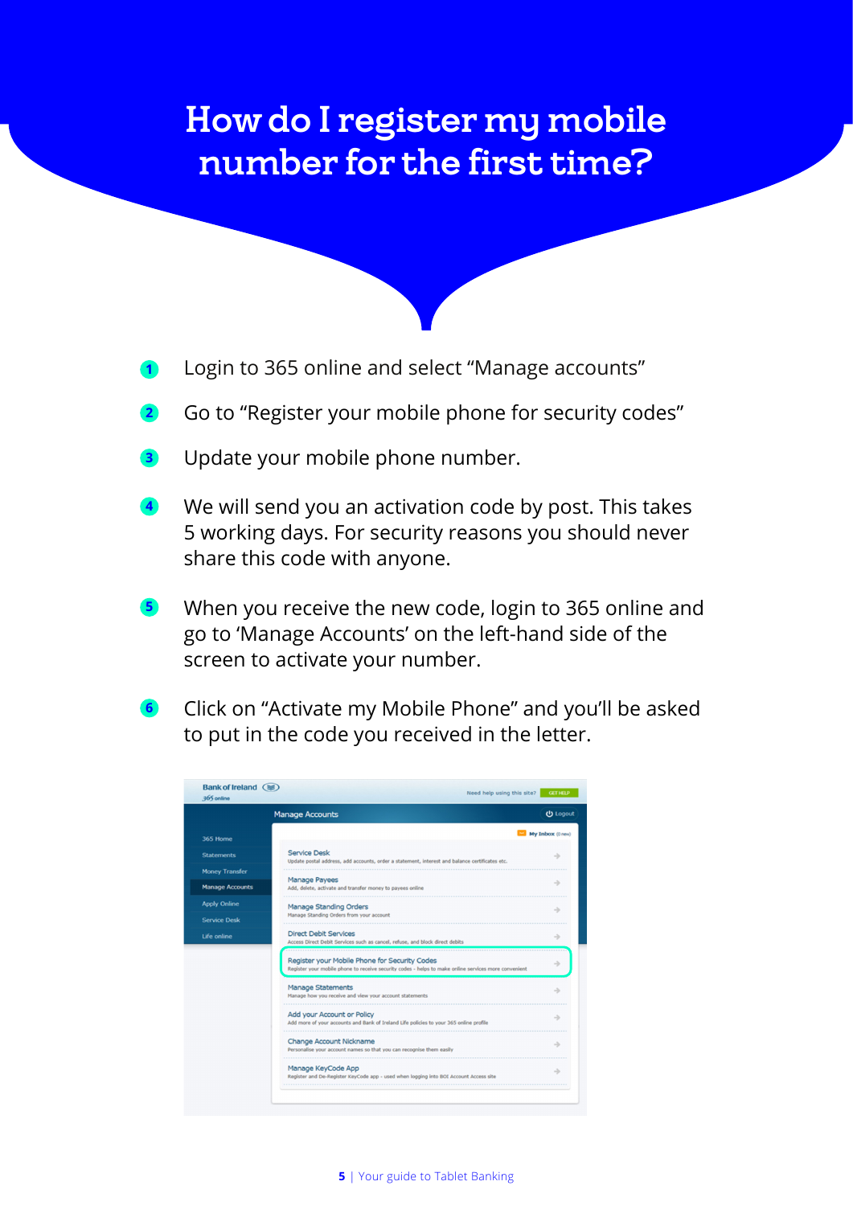# How do I register my mobile number for the first time?

1. Login to 365 online and select "Manage accounts"
2. Go to "Register your mobile phone for security codes"
3. Update your mobile phone number.
4. We will send you an activation code by post. This takes 5 working days. For security reasons you should never share this code with anyone.
5. When you receive the new code, login to 365 online and go to 'Manage Accounts' on the left-hand side of the screen to activate your number.
6. Click on "Activate my Mobile Phone" and you'll be asked to put in the code you received in the letter.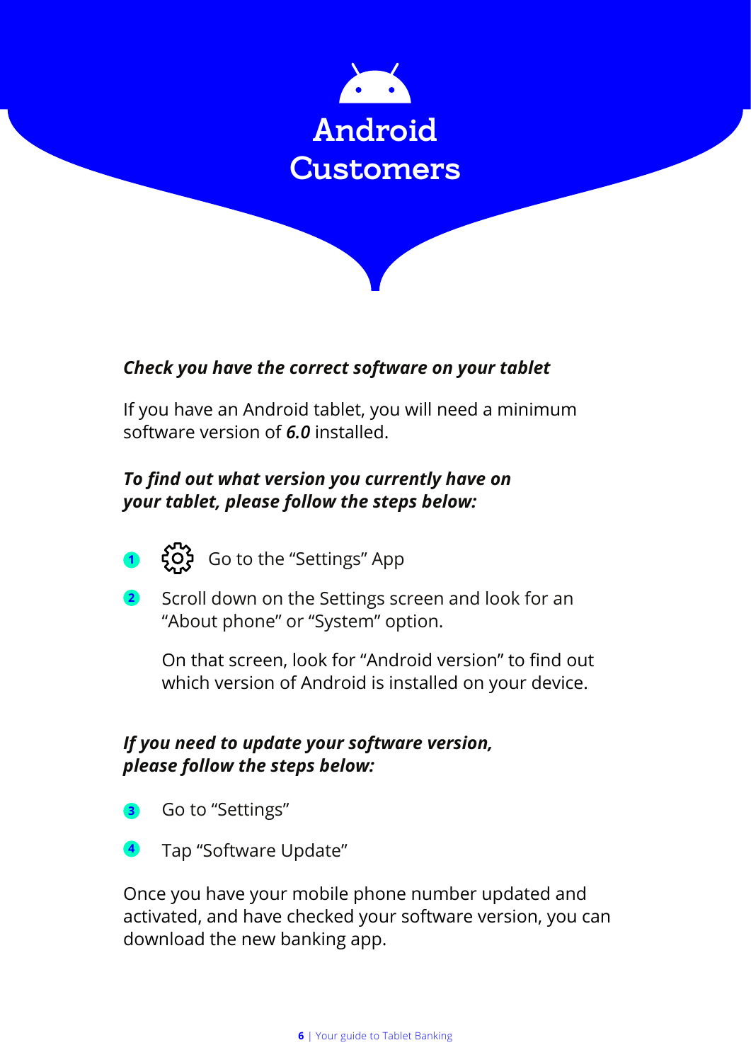# Android Customers

***Check you have the correct software on your tablet***

If you have an Android tablet, you will need a minimum software version of ***6.0*** installed.

***To find out what version you currently have on your tablet, please follow the steps below:***

1. Go to the "Settings" App
2. Scroll down on the Settings screen and look for an "About phone" or "System" option.

   On that screen, look for "Android version" to find out which version of Android is installed on your device.

***If you need to update your software version, please follow the steps below:***

3. Go to "Settings"
4. Tap "Software Update"

Once you have your mobile phone number updated and activated, and have checked your software version, you can download the new banking app.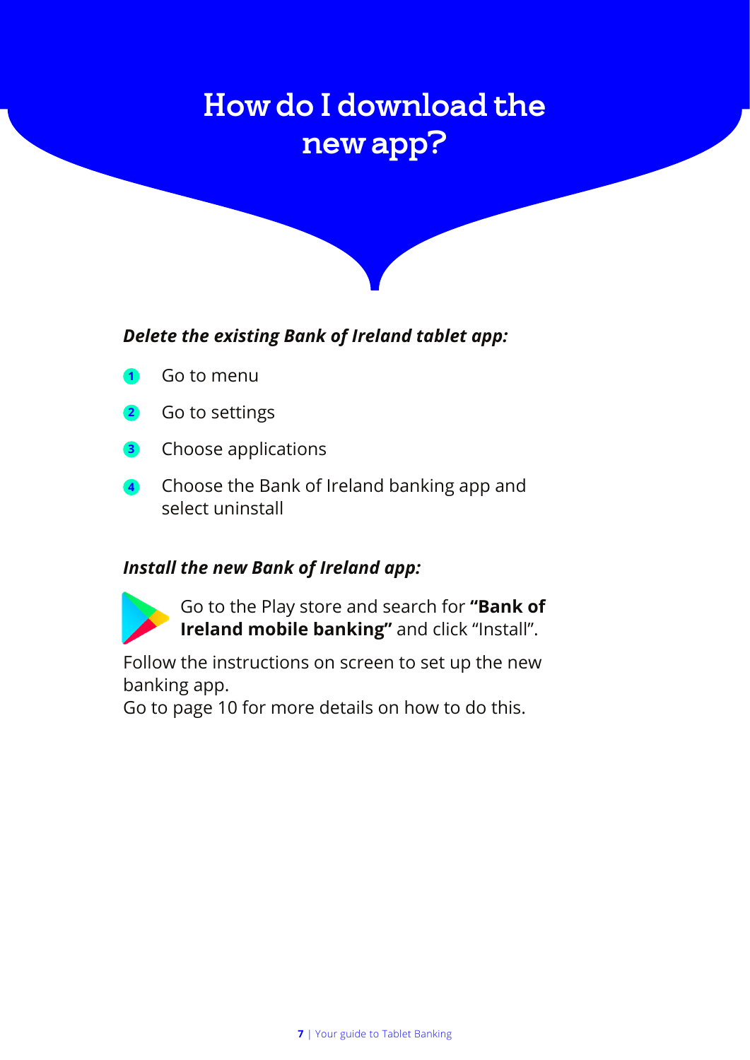# How do I download the new app?

***Delete the existing Bank of Ireland tablet app:***

1. Go to menu
2. Go to settings
3. Choose applications
4. Choose the Bank of Ireland banking app and select uninstall

***Install the new Bank of Ireland app:***

Go to the Play store and search for **"Bank of Ireland mobile banking"** and click "Install".

Follow the instructions on screen to set up the new banking app.
Go to page 10 for more details on how to do this.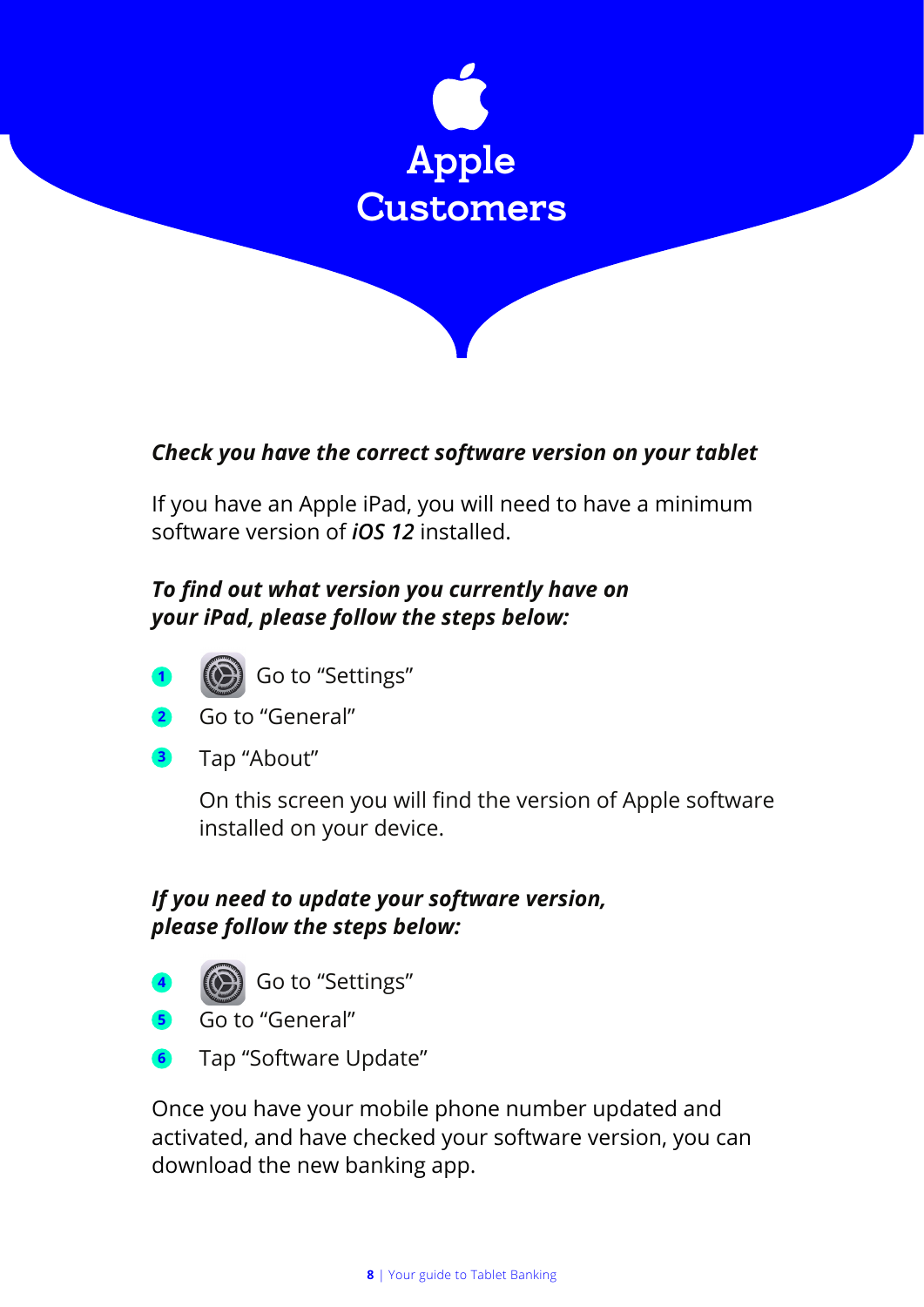# Apple Customers

***Check you have the correct software version on your tablet***

If you have an Apple iPad, you will need to have a minimum software version of ***iOS 12*** installed.

***To find out what version you currently have on your iPad, please follow the steps below:***

1. Go to "Settings"
2. Go to "General"
3. Tap "About"

   On this screen you will find the version of Apple software installed on your device.

***If you need to update your software version, please follow the steps below:***

4. Go to "Settings"
5. Go to "General"
6. Tap "Software Update"

Once you have your mobile phone number updated and activated, and have checked your software version, you can download the new banking app.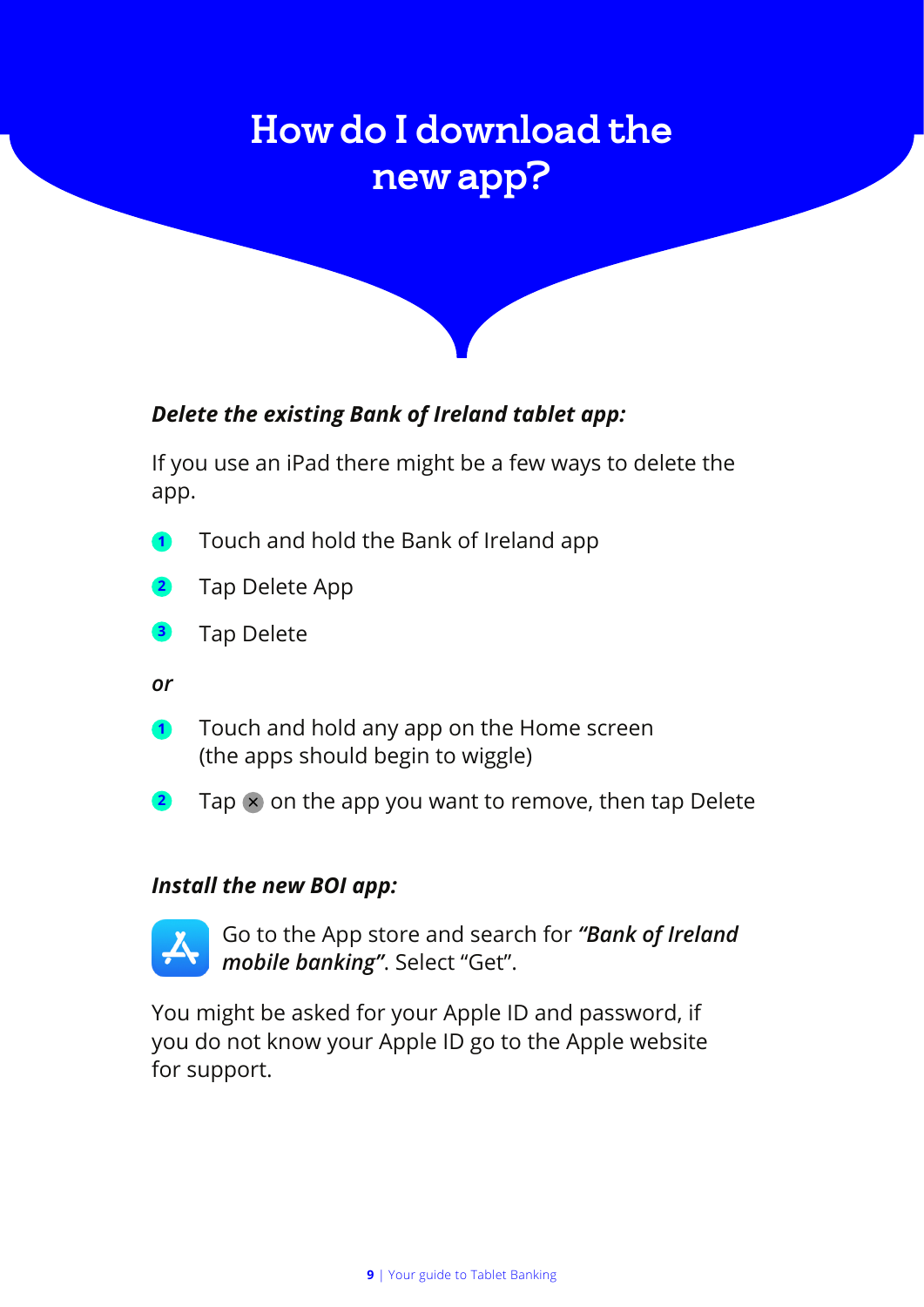# How do I download the new app?

***Delete the existing Bank of Ireland tablet app:***

If you use an iPad there might be a few ways to delete the app.

1. Touch and hold the Bank of Ireland app
2. Tap Delete App
3. Tap Delete

***or***

1. Touch and hold any app on the Home screen (the apps should begin to wiggle)
2. Tap ⊗ on the app you want to remove, then tap Delete

***Install the new BOI app:***

Go to the App store and search for ***"Bank of Ireland mobile banking"***. Select "Get".

You might be asked for your Apple ID and password, if you do not know your Apple ID go to the Apple website for support.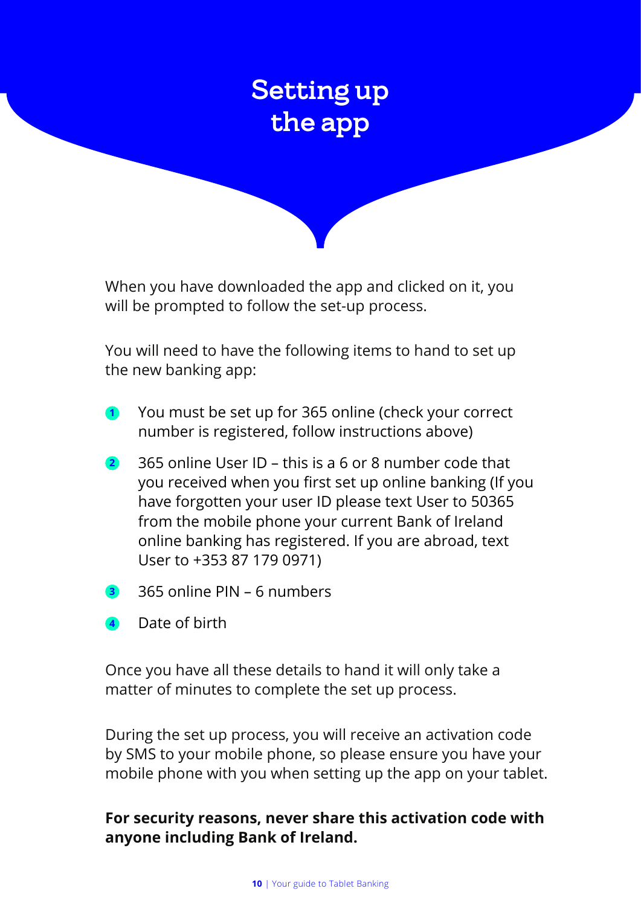# Setting up the app

When you have downloaded the app and clicked on it, you will be prompted to follow the set-up process.

You will need to have the following items to hand to set up the new banking app:

1. You must be set up for 365 online (check your correct number is registered, follow instructions above)
2. 365 online User ID – this is a 6 or 8 number code that you received when you first set up online banking (If you have forgotten your user ID please text User to 50365 from the mobile phone your current Bank of Ireland online banking has registered. If you are abroad, text User to +353 87 179 0971)
3. 365 online PIN – 6 numbers
4. Date of birth

Once you have all these details to hand it will only take a matter of minutes to complete the set up process.

During the set up process, you will receive an activation code by SMS to your mobile phone, so please ensure you have your mobile phone with you when setting up the app on your tablet.

**For security reasons, never share this activation code with anyone including Bank of Ireland.**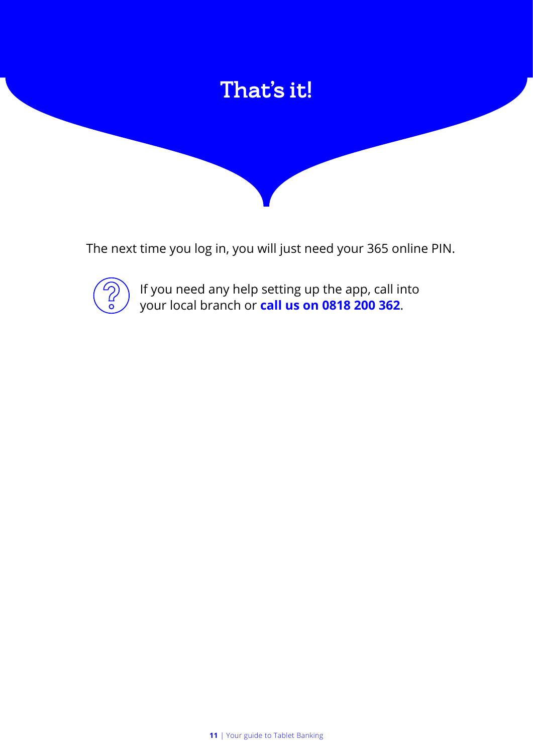# That's it!

The next time you log in, you will just need your 365 online PIN.

If you need any help setting up the app, call into your local branch or **call us on 0818 200 362**.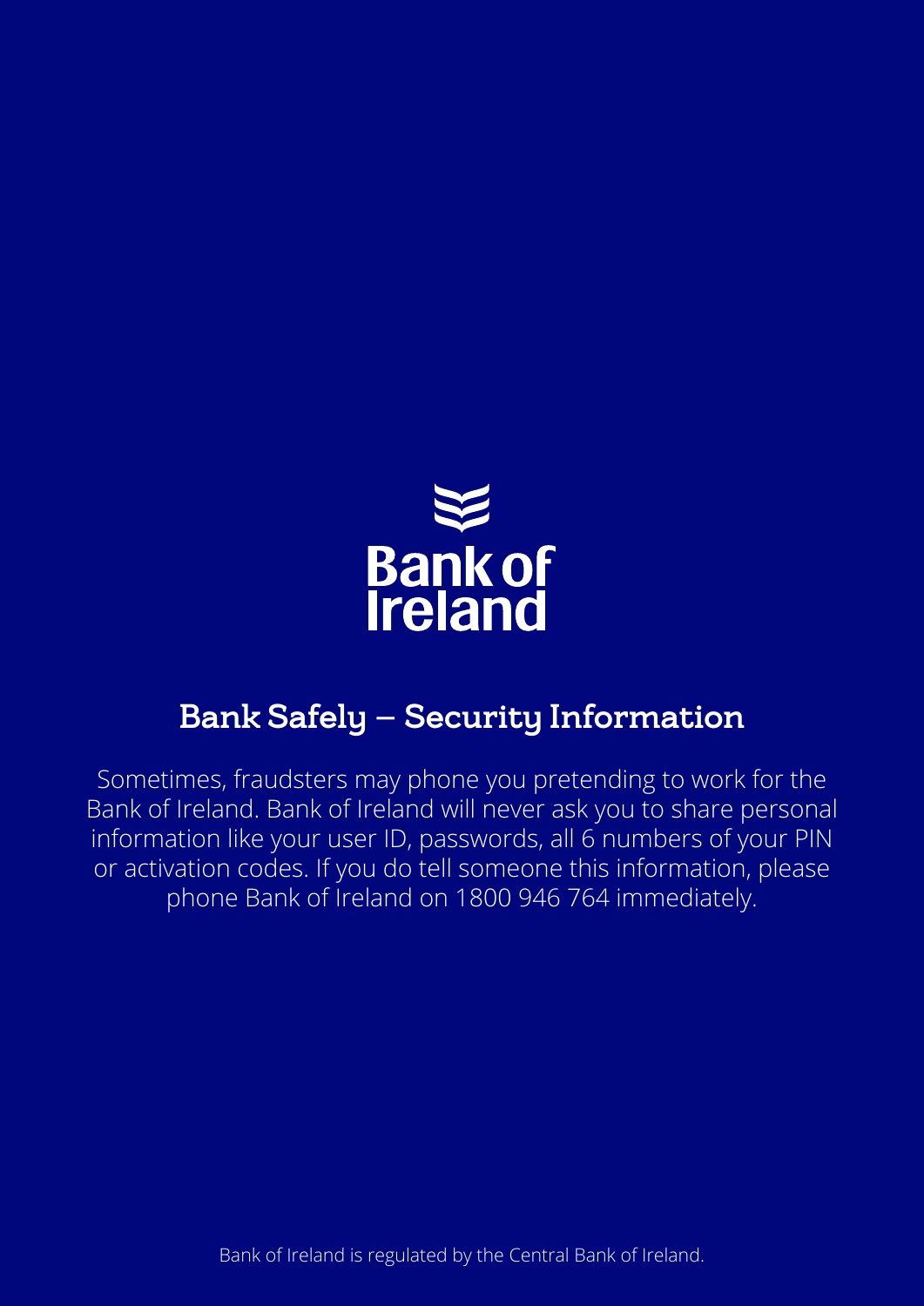Bank of Ireland

## Bank Safely – Security Information

Sometimes, fraudsters may phone you pretending to work for the Bank of Ireland. Bank of Ireland will never ask you to share personal information like your user ID, passwords, all 6 numbers of your PIN or activation codes. If you do tell someone this information, please phone Bank of Ireland on 1800 946 764 immediately.

Bank of Ireland is regulated by the Central Bank of Ireland.